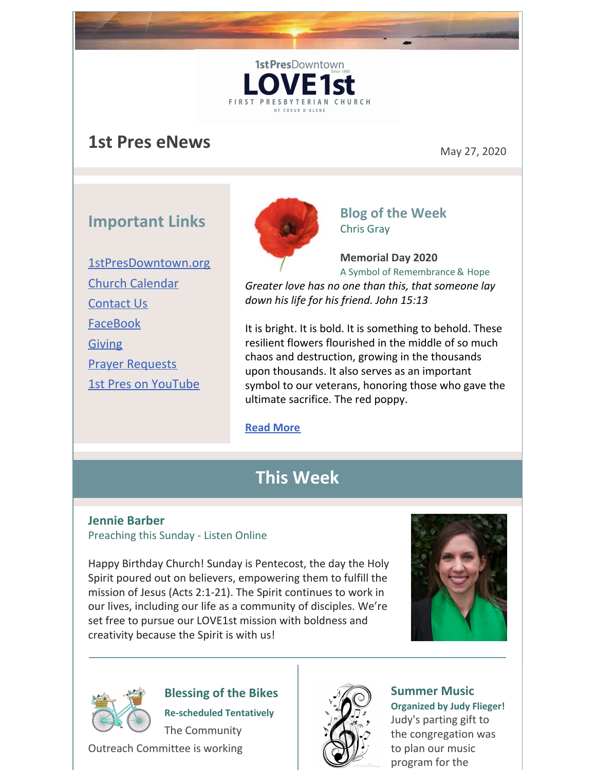1st Pres Downtown
LOVE 1st
Since 1888
FIRST PRESBYTERIAN CHURCH
OF COEUR D'ALENE

# 1st Pres eNews

May 27, 2020

## Important Links

- 1stPresDowntown.org
- Church Calendar
- Contact Us
- FaceBook
- Giving
- Prayer Requests
- 1st Pres on YouTube

## Blog of the Week

Chris Gray

**Memorial Day 2020**

A Symbol of Remembrance & Hope

*Greater love has no one than this, that someone lay down his life for his friend. John 15:13*

It is bright. It is bold. It is something to behold. These resilient flowers flourished in the middle of so much chaos and destruction, growing in the thousands upon thousands. It also serves as an important symbol to our veterans, honoring those who gave the ultimate sacrifice. The red poppy.

**Read More**

## This Week

### Jennie Barber

Preaching this Sunday - Listen Online

Happy Birthday Church! Sunday is Pentecost, the day the Holy Spirit poured out on believers, empowering them to fulfill the mission of Jesus (Acts 2:1-21). The Spirit continues to work in our lives, including our life as a community of disciples. We're set free to pursue our LOVE1st mission with boldness and creativity because the Spirit is with us!

### Blessing of the Bikes

**Re-scheduled Tentatively**

The Community Outreach Committee is working

### Summer Music

**Organized by Judy Flieger!**

Judy's parting gift to the congregation was to plan our music program for the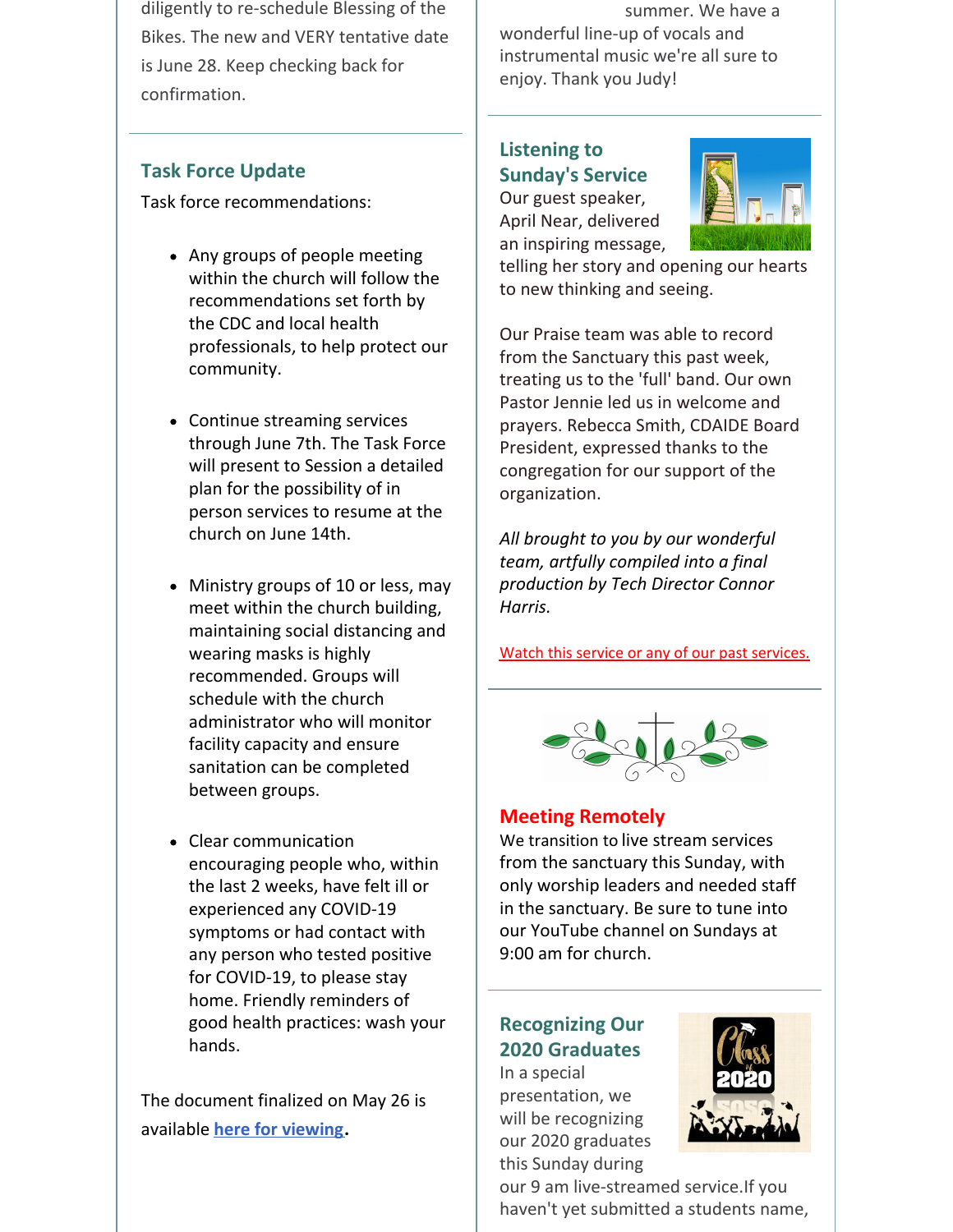diligently to re-schedule Blessing of the Bikes. The new and VERY tentative date is June 28. Keep checking back for confirmation.

### Task Force Update

Task force recommendations:

- Any groups of people meeting within the church will follow the recommendations set forth by the CDC and local health professionals, to help protect our community.
- Continue streaming services through June 7th. The Task Force will present to Session a detailed plan for the possibility of in person services to resume at the church on June 14th.
- Ministry groups of 10 or less, may meet within the church building, maintaining social distancing and wearing masks is highly recommended. Groups will schedule with the church administrator who will monitor facility capacity and ensure sanitation can be completed between groups.
- Clear communication encouraging people who, within the last 2 weeks, have felt ill or experienced any COVID-19 symptoms or had contact with any person who tested positive for COVID-19, to please stay home. Friendly reminders of good health practices: wash your hands.

The document finalized on May 26 is available **here for viewing**.

summer. We have a wonderful line-up of vocals and instrumental music we're all sure to enjoy. Thank you Judy!

### Listening to Sunday's Service

Our guest speaker, April Near, delivered an inspiring message, telling her story and opening our hearts to new thinking and seeing.

Our Praise team was able to record from the Sanctuary this past week, treating us to the 'full' band. Our own Pastor Jennie led us in welcome and prayers. Rebecca Smith, CDAIDE Board President, expressed thanks to the congregation for our support of the organization.

*All brought to you by our wonderful team, artfully compiled into a final production by Tech Director Connor Harris.*

Watch this service or any of our past services.

### Meeting Remotely

We transition to live stream services from the sanctuary this Sunday, with only worship leaders and needed staff in the sanctuary. Be sure to tune into our YouTube channel on Sundays at 9:00 am for church.

### Recognizing Our 2020 Graduates

In a special presentation, we will be recognizing our 2020 graduates this Sunday during our 9 am live-streamed service.If you haven't yet submitted a students name,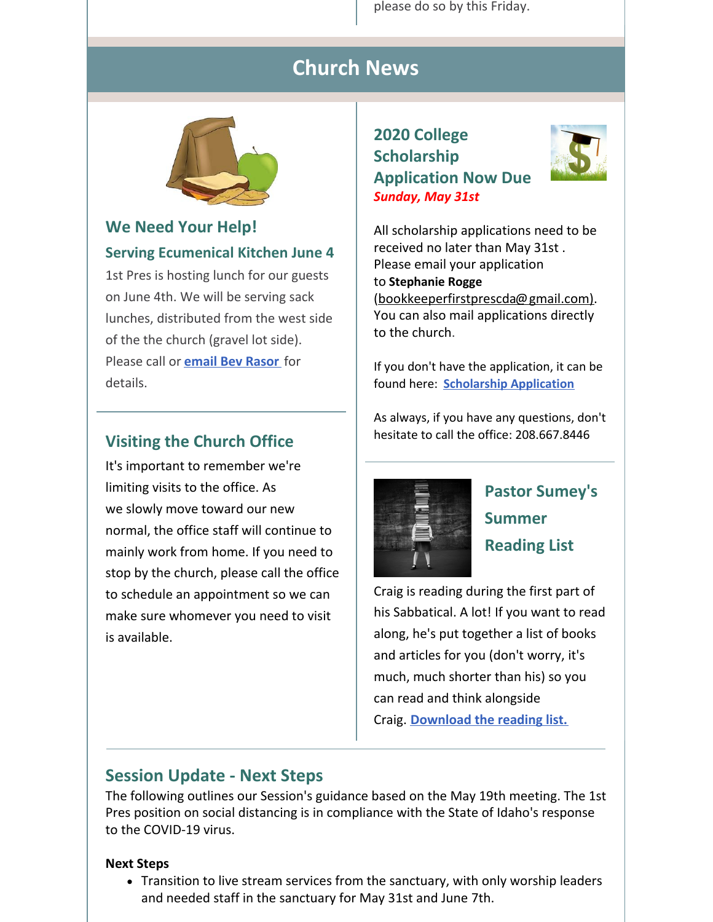please do so by this Friday.

# Church News

## We Need Your Help!

### Serving Ecumenical Kitchen June 4

1st Pres is hosting lunch for our guests on June 4th. We will be serving sack lunches, distributed from the west side of the the church (gravel lot side). Please call or **email Bev Rasor** for details.

## Visiting the Church Office

It's important to remember we're limiting visits to the office. As we slowly move toward our new normal, the office staff will continue to mainly work from home. If you need to stop by the church, please call the office to schedule an appointment so we can make sure whomever you need to visit is available.

## 2020 College Scholarship Application Now Due

***Sunday, May 31st***

All scholarship applications need to be received no later than May 31st . Please email your application to **Stephanie Rogge** (bookkeeperfirstprescda@gmail.com). You can also mail applications directly to the church.

If you don't have the application, it can be found here: **Scholarship Application**

As always, if you have any questions, don't hesitate to call the office: 208.667.8446

## Pastor Sumey's Summer Reading List

Craig is reading during the first part of his Sabbatical. A lot! If you want to read along, he's put together a list of books and articles for you (don't worry, it's much, much shorter than his) so you can read and think alongside Craig. **Download the reading list.**

## Session Update - Next Steps

The following outlines our Session's guidance based on the May 19th meeting. The 1st Pres position on social distancing is in compliance with the State of Idaho's response to the COVID-19 virus.

**Next Steps**

- Transition to live stream services from the sanctuary, with only worship leaders and needed staff in the sanctuary for May 31st and June 7th.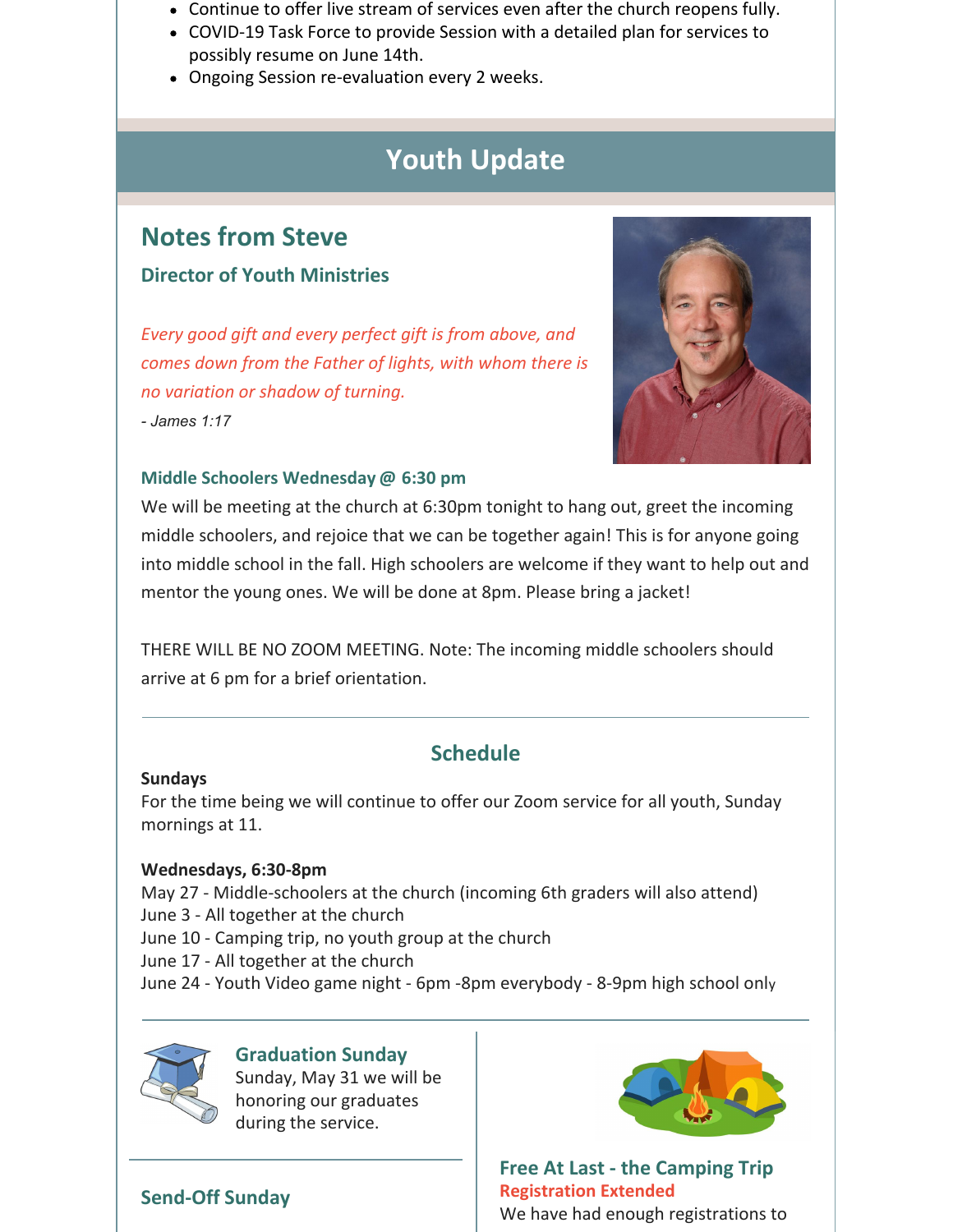- Continue to offer live stream of services even after the church reopens fully.
- COVID-19 Task Force to provide Session with a detailed plan for services to possibly resume on June 14th.
- Ongoing Session re-evaluation every 2 weeks.

# Youth Update

## Notes from Steve

### Director of Youth Ministries

*Every good gift and every perfect gift is from above, and comes down from the Father of lights, with whom there is no variation or shadow of turning.*

*- James 1:17*

**Middle Schoolers Wednesday @ 6:30 pm**

We will be meeting at the church at 6:30pm tonight to hang out, greet the incoming middle schoolers, and rejoice that we can be together again! This is for anyone going into middle school in the fall. High schoolers are welcome if they want to help out and mentor the young ones. We will be done at 8pm. Please bring a jacket!

THERE WILL BE NO ZOOM MEETING. Note: The incoming middle schoolers should arrive at 6 pm for a brief orientation.

---

## Schedule

**Sundays**

For the time being we will continue to offer our Zoom service for all youth, Sunday mornings at 11.

**Wednesdays, 6:30-8pm**

May 27 - Middle-schoolers at the church (incoming 6th graders will also attend)
June 3 - All together at the church
June 10 - Camping trip, no youth group at the church
June 17 - All together at the church
June 24 - Youth Video game night - 6pm -8pm everybody - 8-9pm high school only

---

### Graduation Sunday

Sunday, May 31 we will be honoring our graduates during the service.

### Send-Off Sunday

### Free At Last - the Camping Trip

**Registration Extended**

We have had enough registrations to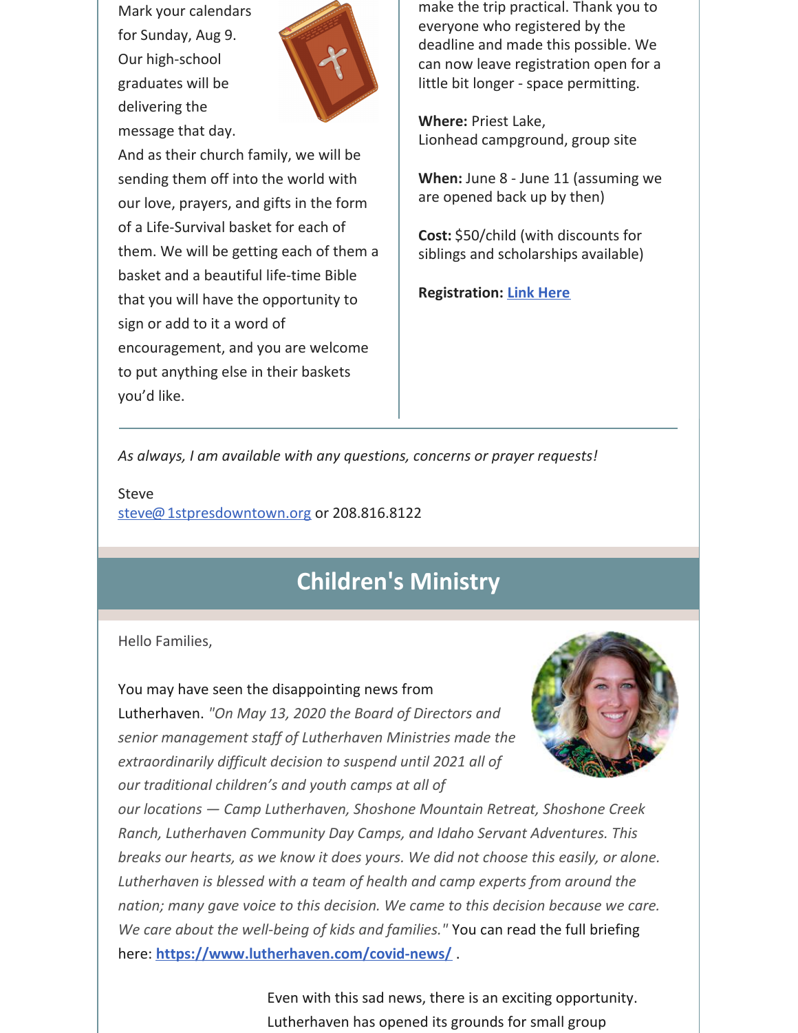Mark your calendars for Sunday, Aug 9. Our high-school graduates will be delivering the message that day. And as their church family, we will be sending them off into the world with our love, prayers, and gifts in the form of a Life-Survival basket for each of them. We will be getting each of them a basket and a beautiful life-time Bible that you will have the opportunity to sign or add to it a word of encouragement, and you are welcome to put anything else in their baskets you'd like.

make the trip practical. Thank you to everyone who registered by the deadline and made this possible. We can now leave registration open for a little bit longer - space permitting.

**Where:** Priest Lake,
Lionhead campground, group site

**When:** June 8 - June 11 (assuming we are opened back up by then)

**Cost:** $50/child (with discounts for siblings and scholarships available)

**Registration:** [Link Here]()

---

*As always, I am available with any questions, concerns or prayer requests!*

Steve
[steve@1stpresdowntown.org](mailto:steve@1stpresdowntown.org) or 208.816.8122

## Children's Ministry

Hello Families,

You may have seen the disappointing news from Lutherhaven. *"On May 13, 2020 the Board of Directors and senior management staff of Lutherhaven Ministries made the extraordinarily difficult decision to suspend until 2021 all of our traditional children's and youth camps at all of our locations — Camp Lutherhaven, Shoshone Mountain Retreat, Shoshone Creek Ranch, Lutherhaven Community Day Camps, and Idaho Servant Adventures. This breaks our hearts, as we know it does yours. We did not choose this easily, or alone. Lutherhaven is blessed with a team of health and camp experts from around the nation; many gave voice to this decision. We came to this decision because we care. We care about the well-being of kids and families."* You can read the full briefing here: **[https://www.lutherhaven.com/covid-news/](https://www.lutherhaven.com/covid-news/)** .

Even with this sad news, there is an exciting opportunity. Lutherhaven has opened its grounds for small group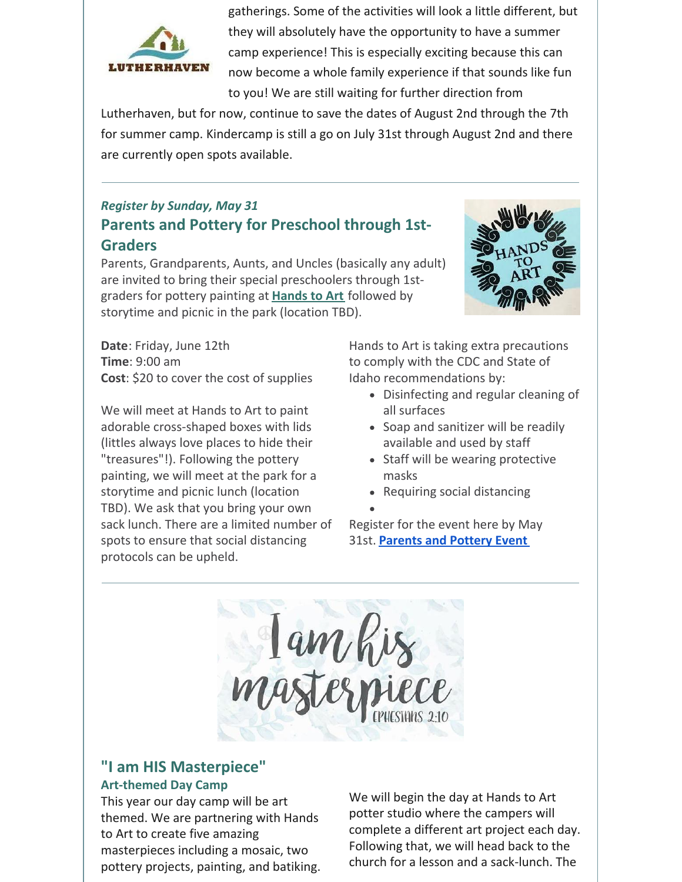gatherings. Some of the activities will look a little different, but they will absolutely have the opportunity to have a summer camp experience! This is especially exciting because this can now become a whole family experience if that sounds like fun to you! We are still waiting for further direction from Lutherhaven, but for now, continue to save the dates of August 2nd through the 7th for summer camp. Kindercamp is still a go on July 31st through August 2nd and there are currently open spots available.

---

*Register by Sunday, May 31*

## Parents and Pottery for Preschool through 1st-Graders

Parents, Grandparents, Aunts, and Uncles (basically any adult) are invited to bring their special preschoolers through 1st-graders for pottery painting at **Hands to Art** followed by storytime and picnic in the park (location TBD).

**Date**: Friday, June 12th
**Time**: 9:00 am
**Cost**: $20 to cover the cost of supplies

We will meet at Hands to Art to paint adorable cross-shaped boxes with lids (littles always love places to hide their "treasures"!). Following the pottery painting, we will meet at the park for a storytime and picnic lunch (location TBD). We ask that you bring your own sack lunch. There are a limited number of spots to ensure that social distancing protocols can be upheld.

Hands to Art is taking extra precautions to comply with the CDC and State of Idaho recommendations by:

- Disinfecting and regular cleaning of all surfaces
- Soap and sanitizer will be readily available and used by staff
- Staff will be wearing protective masks
- Requiring social distancing

Register for the event here by May 31st. **Parents and Pottery Event**

---

## "I am HIS Masterpiece"

### Art-themed Day Camp

This year our day camp will be art themed. We are partnering with Hands to Art to create five amazing masterpieces including a mosaic, two pottery projects, painting, and batiking.

We will begin the day at Hands to Art potter studio where the campers will complete a different art project each day. Following that, we will head back to the church for a lesson and a sack-lunch. The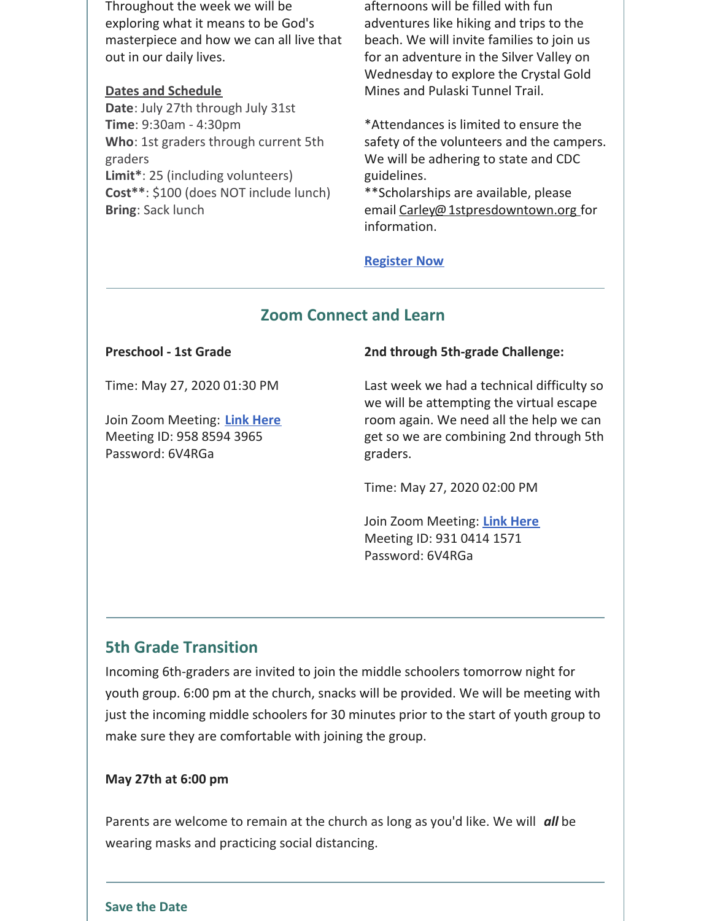Throughout the week we will be exploring what it means to be God's masterpiece and how we can all live that out in our daily lives.

**Dates and Schedule**

**Date**: July 27th through July 31st
**Time**: 9:30am - 4:30pm
**Who**: 1st graders through current 5th graders
**Limit***: 25 (including volunteers)
**Cost****: $100 (does NOT include lunch)
**Bring**: Sack lunch

afternoons will be filled with fun adventures like hiking and trips to the beach. We will invite families to join us for an adventure in the Silver Valley on Wednesday to explore the Crystal Gold Mines and Pulaski Tunnel Trail.

*Attendances is limited to ensure the safety of the volunteers and the campers. We will be adhering to state and CDC guidelines.
**Scholarships are available, please email Carley@1stpresdowntown.org for information.

**Register Now**

---

## Zoom Connect and Learn

**Preschool - 1st Grade**

Time: May 27, 2020 01:30 PM

Join Zoom Meeting: **Link Here**
Meeting ID: 958 8594 3965
Password: 6V4RGa

**2nd through 5th-grade Challenge:**

Last week we had a technical difficulty so we will be attempting the virtual escape room again. We need all the help we can get so we are combining 2nd through 5th graders.

Time: May 27, 2020 02:00 PM

Join Zoom Meeting: **Link Here**
Meeting ID: 931 0414 1571
Password: 6V4RGa

---

## 5th Grade Transition

Incoming 6th-graders are invited to join the middle schoolers tomorrow night for youth group. 6:00 pm at the church, snacks will be provided. We will be meeting with just the incoming middle schoolers for 30 minutes prior to the start of youth group to make sure they are comfortable with joining the group.

**May 27th at 6:00 pm**

Parents are welcome to remain at the church as long as you'd like. We will ***all*** be wearing masks and practicing social distancing.

---

### Save the Date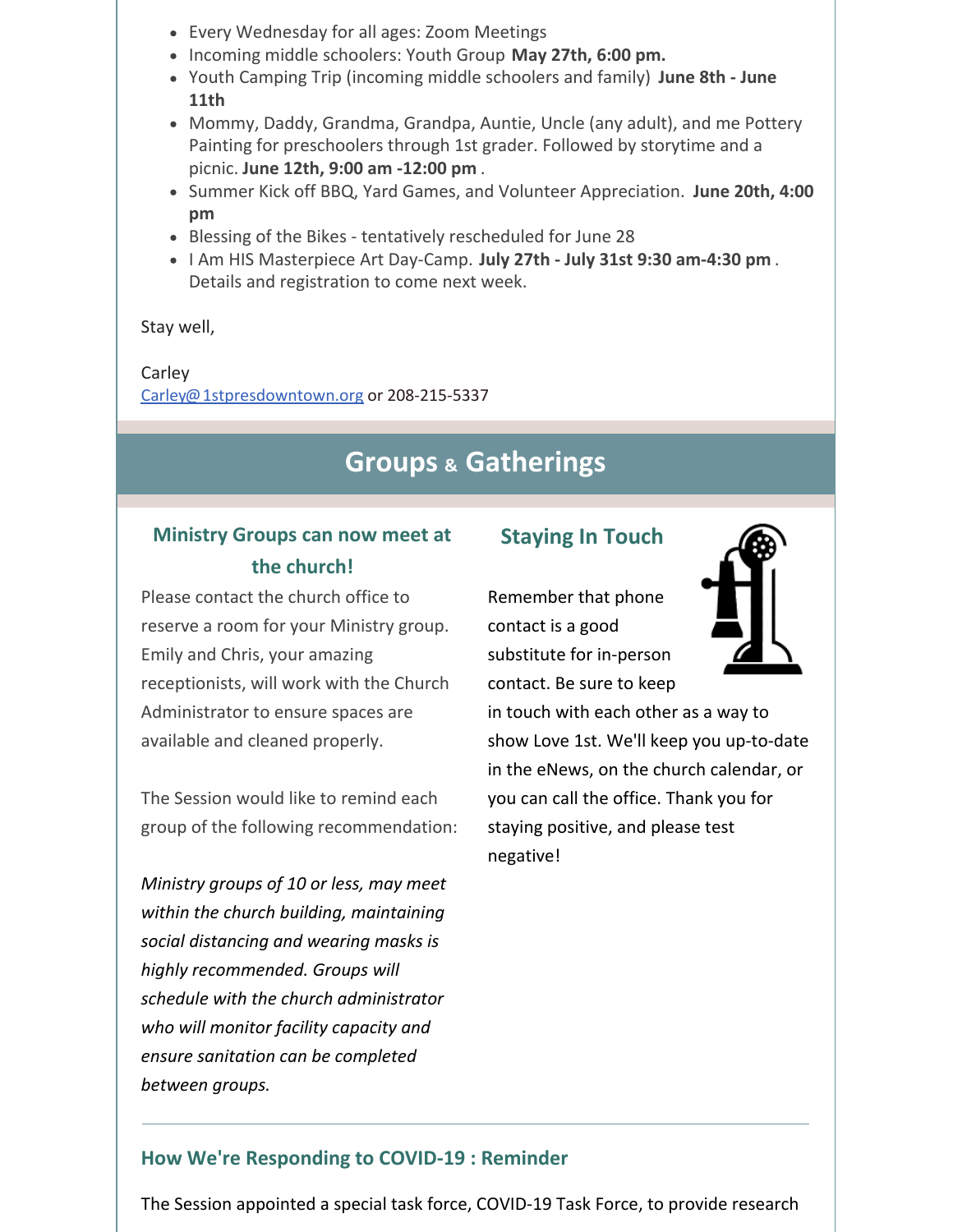- Every Wednesday for all ages: Zoom Meetings
- Incoming middle schoolers: Youth Group **May 27th, 6:00 pm.**
- Youth Camping Trip (incoming middle schoolers and family) **June 8th - June 11th**
- Mommy, Daddy, Grandma, Grandpa, Auntie, Uncle (any adult), and me Pottery Painting for preschoolers through 1st grader. Followed by storytime and a picnic. **June 12th, 9:00 am -12:00 pm** .
- Summer Kick off BBQ, Yard Games, and Volunteer Appreciation. **June 20th, 4:00 pm**
- Blessing of the Bikes - tentatively rescheduled for June 28
- I Am HIS Masterpiece Art Day-Camp. **July 27th - July 31st 9:30 am-4:30 pm** . Details and registration to come next week.

Stay well,

Carley
Carley@ 1stpresdowntown.org or 208-215-5337

## Groups & Gatherings

### Ministry Groups can now meet at the church!

Please contact the church office to reserve a room for your Ministry group. Emily and Chris, your amazing receptionists, will work with the Church Administrator to ensure spaces are available and cleaned properly.

The Session would like to remind each group of the following recommendation:

*Ministry groups of 10 or less, may meet within the church building, maintaining social distancing and wearing masks is highly recommended. Groups will schedule with the church administrator who will monitor facility capacity and ensure sanitation can be completed between groups.*

### Staying In Touch

Remember that phone contact is a good substitute for in-person contact. Be sure to keep in touch with each other as a way to show Love 1st. We'll keep you up-to-date in the eNews, on the church calendar, or you can call the office. Thank you for staying positive, and please test negative!

### How We're Responding to COVID-19 : Reminder

The Session appointed a special task force, COVID-19 Task Force, to provide research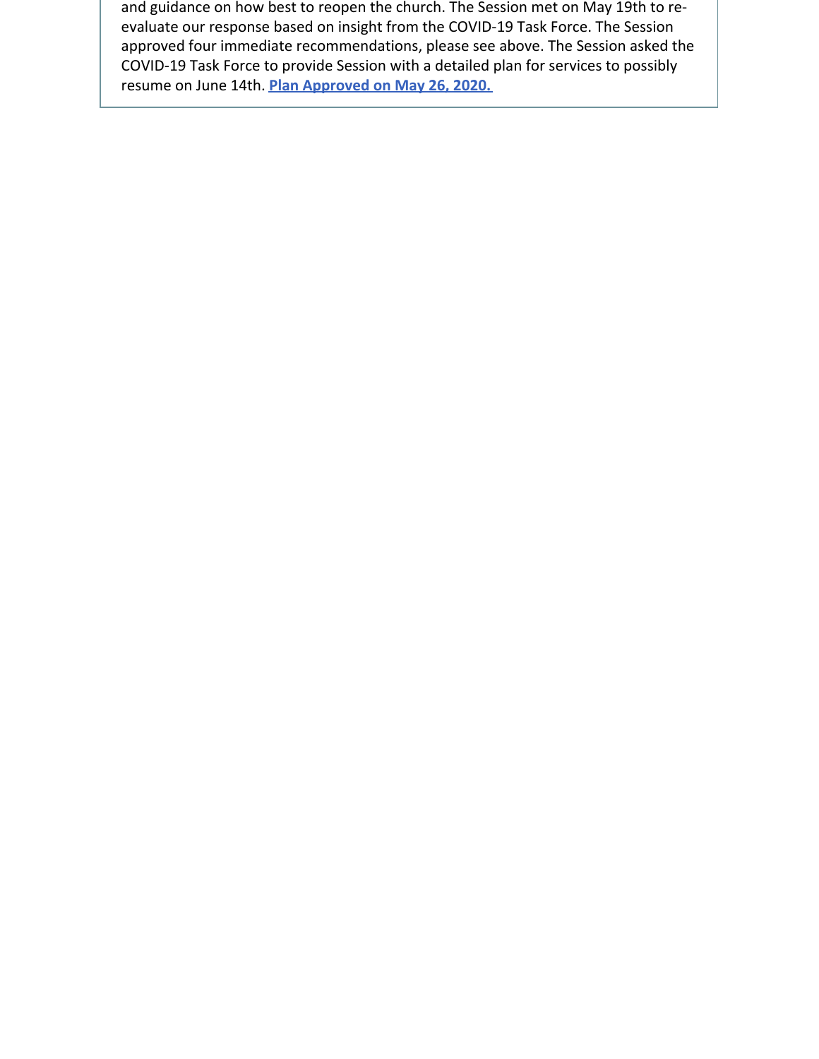and guidance on how best to reopen the church. The Session met on May 19th to re-evaluate our response based on insight from the COVID-19 Task Force. The Session approved four immediate recommendations, please see above. The Session asked the COVID-19 Task Force to provide Session with a detailed plan for services to possibly resume on June 14th. **Plan Approved on May 26, 2020.**